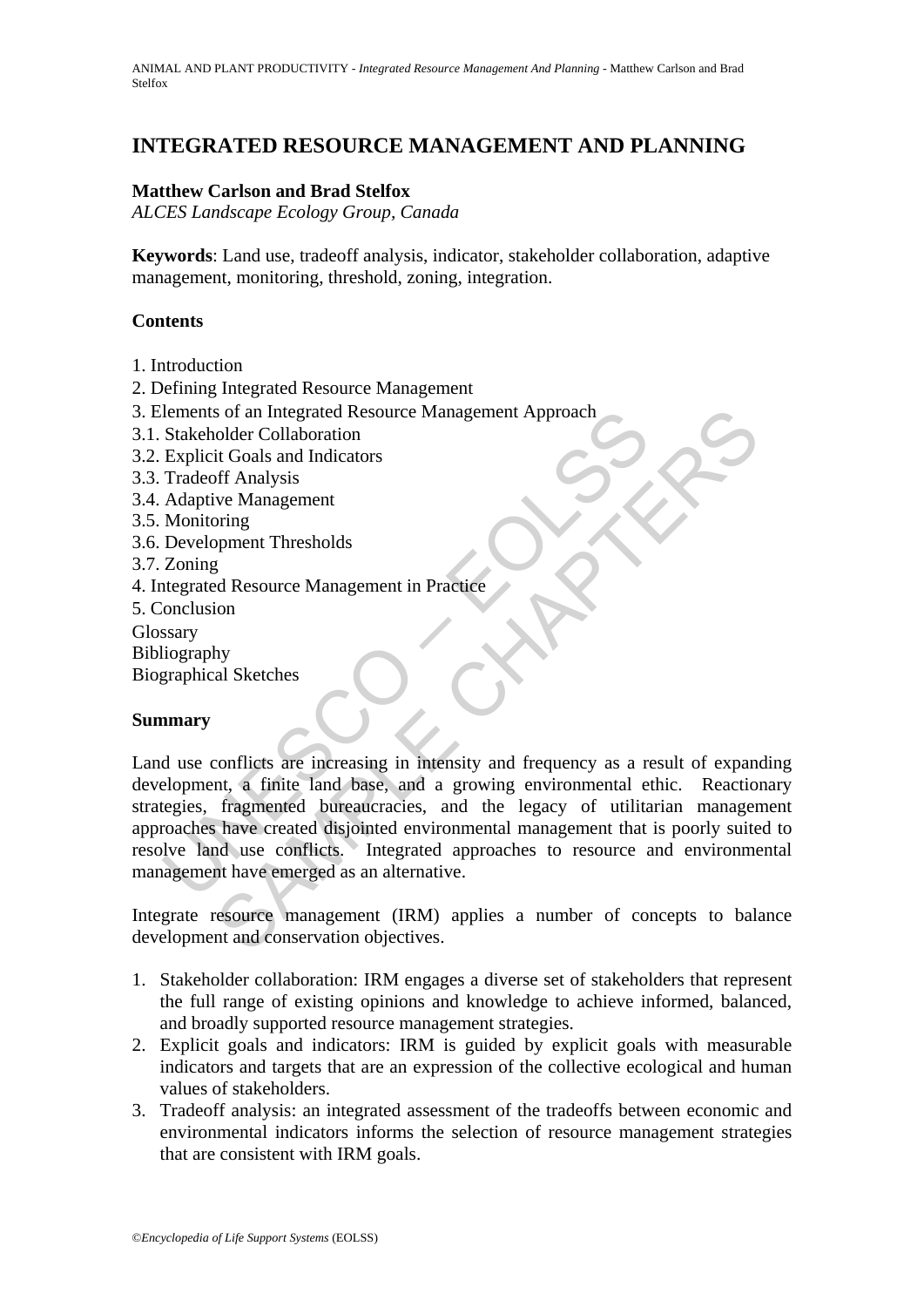# INTEGRATED RESOURCE MANAGEMENT AND PLANNING

**Matthew Carlson and Brad Stelfox**
*ALCES Landscape Ecology Group, Canada*

**Keywords**: Land use, tradeoff analysis, indicator, stakeholder collaboration, adaptive management, monitoring, threshold, zoning, integration.

## Contents

1. Introduction
2. Defining Integrated Resource Management
3. Elements of an Integrated Resource Management Approach
3.1. Stakeholder Collaboration
3.2. Explicit Goals and Indicators
3.3. Tradeoff Analysis
3.4. Adaptive Management
3.5. Monitoring
3.6. Development Thresholds
3.7. Zoning
4. Integrated Resource Management in Practice
5. Conclusion

Glossary
Bibliography
Biographical Sketches

## Summary

Land use conflicts are increasing in intensity and frequency as a result of expanding development, a finite land base, and a growing environmental ethic. Reactionary strategies, fragmented bureaucracies, and the legacy of utilitarian management approaches have created disjointed environmental management that is poorly suited to resolve land use conflicts. Integrated approaches to resource and environmental management have emerged as an alternative.

Integrate resource management (IRM) applies a number of concepts to balance development and conservation objectives.

1. Stakeholder collaboration: IRM engages a diverse set of stakeholders that represent the full range of existing opinions and knowledge to achieve informed, balanced, and broadly supported resource management strategies.
2. Explicit goals and indicators: IRM is guided by explicit goals with measurable indicators and targets that are an expression of the collective ecological and human values of stakeholders.
3. Tradeoff analysis: an integrated assessment of the tradeoffs between economic and environmental indicators informs the selection of resource management strategies that are consistent with IRM goals.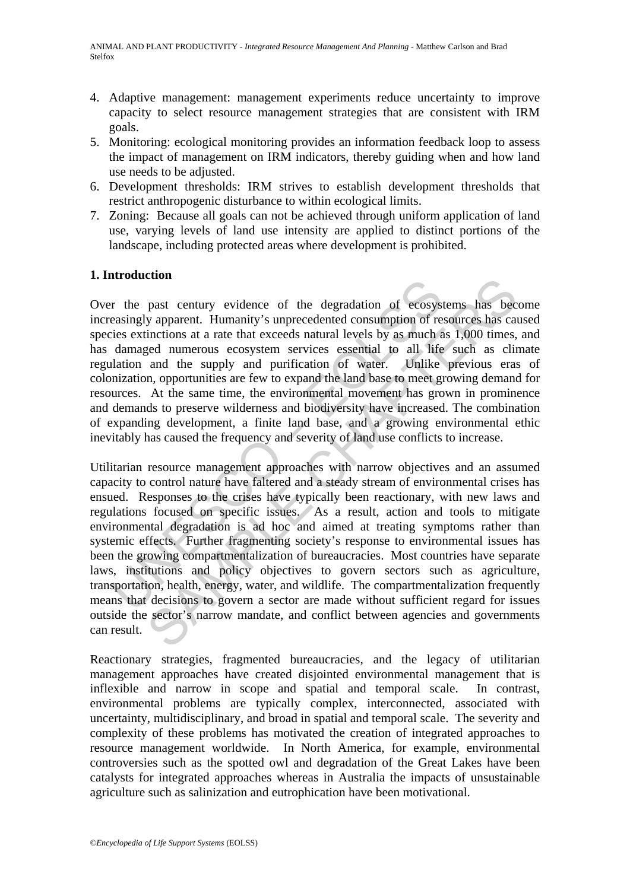4. Adaptive management: management experiments reduce uncertainty to improve capacity to select resource management strategies that are consistent with IRM goals.
5. Monitoring: ecological monitoring provides an information feedback loop to assess the impact of management on IRM indicators, thereby guiding when and how land use needs to be adjusted.
6. Development thresholds: IRM strives to establish development thresholds that restrict anthropogenic disturbance to within ecological limits.
7. Zoning: Because all goals can not be achieved through uniform application of land use, varying levels of land use intensity are applied to distinct portions of the landscape, including protected areas where development is prohibited.

## 1. Introduction

Over the past century evidence of the degradation of ecosystems has become increasingly apparent. Humanity's unprecedented consumption of resources has caused species extinctions at a rate that exceeds natural levels by as much as 1,000 times, and has damaged numerous ecosystem services essential to all life such as climate regulation and the supply and purification of water. Unlike previous eras of colonization, opportunities are few to expand the land base to meet growing demand for resources. At the same time, the environmental movement has grown in prominence and demands to preserve wilderness and biodiversity have increased. The combination of expanding development, a finite land base, and a growing environmental ethic inevitably has caused the frequency and severity of land use conflicts to increase.

Utilitarian resource management approaches with narrow objectives and an assumed capacity to control nature have faltered and a steady stream of environmental crises has ensued. Responses to the crises have typically been reactionary, with new laws and regulations focused on specific issues. As a result, action and tools to mitigate environmental degradation is ad hoc and aimed at treating symptoms rather than systemic effects. Further fragmenting society's response to environmental issues has been the growing compartmentalization of bureaucracies. Most countries have separate laws, institutions and policy objectives to govern sectors such as agriculture, transportation, health, energy, water, and wildlife. The compartmentalization frequently means that decisions to govern a sector are made without sufficient regard for issues outside the sector's narrow mandate, and conflict between agencies and governments can result.

Reactionary strategies, fragmented bureaucracies, and the legacy of utilitarian management approaches have created disjointed environmental management that is inflexible and narrow in scope and spatial and temporal scale. In contrast, environmental problems are typically complex, interconnected, associated with uncertainty, multidisciplinary, and broad in spatial and temporal scale. The severity and complexity of these problems has motivated the creation of integrated approaches to resource management worldwide. In North America, for example, environmental controversies such as the spotted owl and degradation of the Great Lakes have been catalysts for integrated approaches whereas in Australia the impacts of unsustainable agriculture such as salinization and eutrophication have been motivational.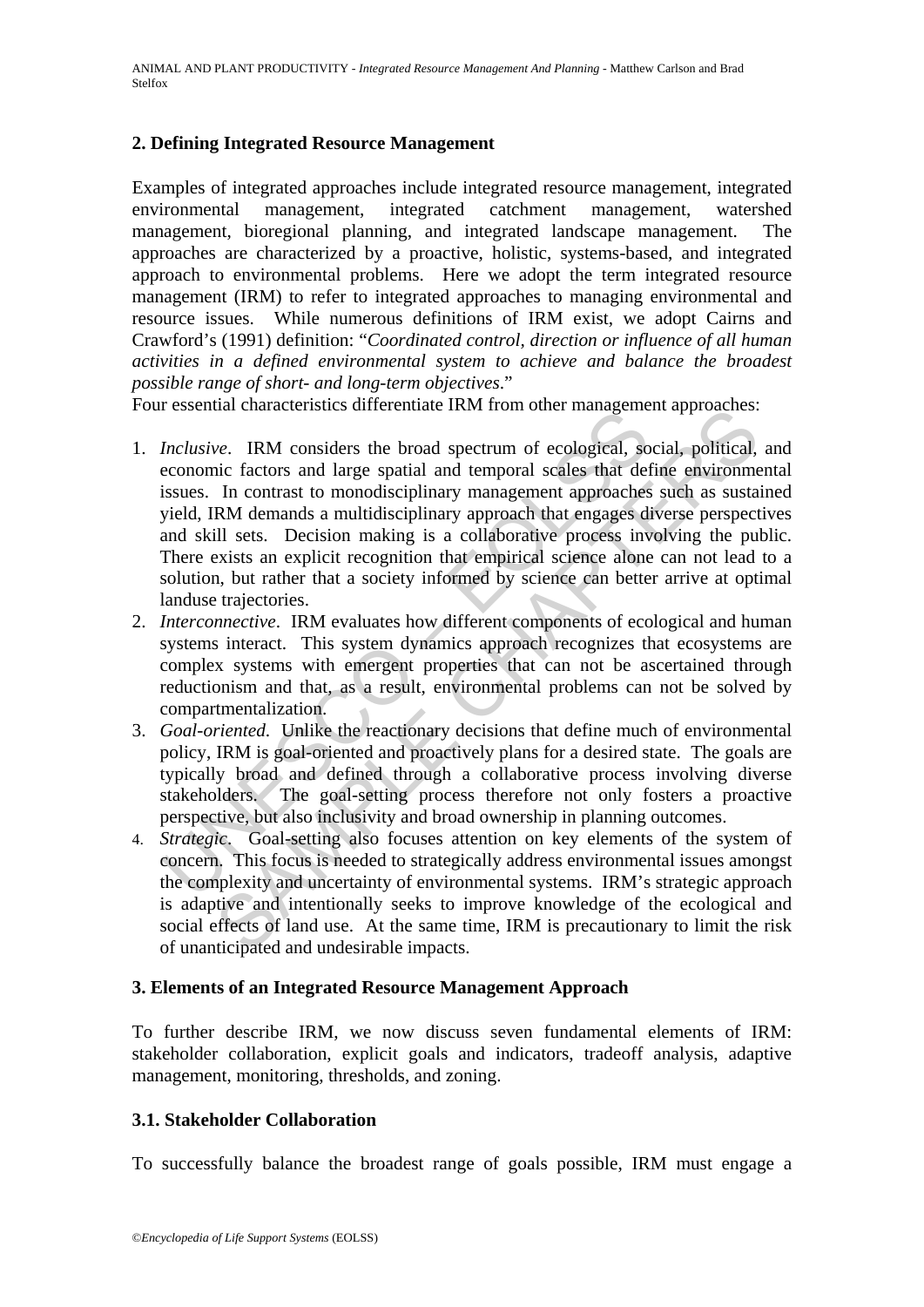## 2. Defining Integrated Resource Management

Examples of integrated approaches include integrated resource management, integrated environmental management, integrated catchment management, watershed management, bioregional planning, and integrated landscape management. The approaches are characterized by a proactive, holistic, systems-based, and integrated approach to environmental problems. Here we adopt the term integrated resource management (IRM) to refer to integrated approaches to managing environmental and resource issues. While numerous definitions of IRM exist, we adopt Cairns and Crawford's (1991) definition: "*Coordinated control, direction or influence of all human activities in a defined environmental system to achieve and balance the broadest possible range of short- and long-term objectives*."

Four essential characteristics differentiate IRM from other management approaches:

1. *Inclusive*. IRM considers the broad spectrum of ecological, social, political, and economic factors and large spatial and temporal scales that define environmental issues. In contrast to monodisciplinary management approaches such as sustained yield, IRM demands a multidisciplinary approach that engages diverse perspectives and skill sets. Decision making is a collaborative process involving the public. There exists an explicit recognition that empirical science alone can not lead to a solution, but rather that a society informed by science can better arrive at optimal landuse trajectories.
2. *Interconnective*. IRM evaluates how different components of ecological and human systems interact. This system dynamics approach recognizes that ecosystems are complex systems with emergent properties that can not be ascertained through reductionism and that, as a result, environmental problems can not be solved by compartmentalization.
3. *Goal-oriented*. Unlike the reactionary decisions that define much of environmental policy, IRM is goal-oriented and proactively plans for a desired state. The goals are typically broad and defined through a collaborative process involving diverse stakeholders. The goal-setting process therefore not only fosters a proactive perspective, but also inclusivity and broad ownership in planning outcomes.
4. *Strategic*. Goal-setting also focuses attention on key elements of the system of concern. This focus is needed to strategically address environmental issues amongst the complexity and uncertainty of environmental systems. IRM's strategic approach is adaptive and intentionally seeks to improve knowledge of the ecological and social effects of land use. At the same time, IRM is precautionary to limit the risk of unanticipated and undesirable impacts.

## 3. Elements of an Integrated Resource Management Approach

To further describe IRM, we now discuss seven fundamental elements of IRM: stakeholder collaboration, explicit goals and indicators, tradeoff analysis, adaptive management, monitoring, thresholds, and zoning.

### 3.1. Stakeholder Collaboration

To successfully balance the broadest range of goals possible, IRM must engage a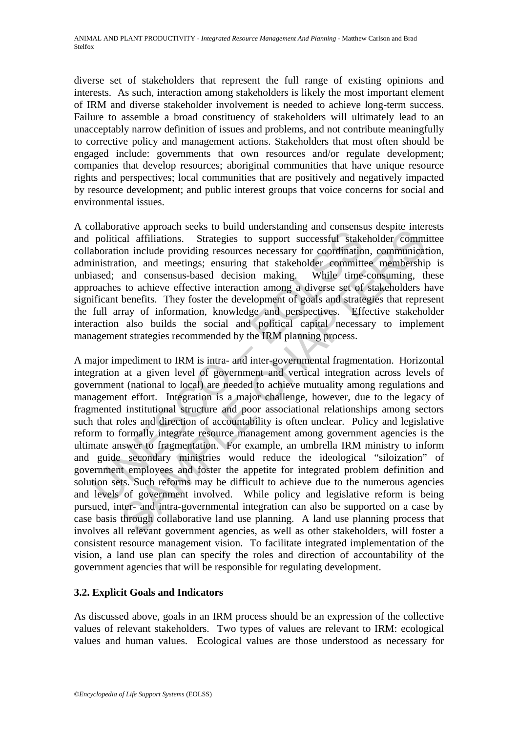diverse set of stakeholders that represent the full range of existing opinions and interests. As such, interaction among stakeholders is likely the most important element of IRM and diverse stakeholder involvement is needed to achieve long-term success. Failure to assemble a broad constituency of stakeholders will ultimately lead to an unacceptably narrow definition of issues and problems, and not contribute meaningfully to corrective policy and management actions. Stakeholders that most often should be engaged include: governments that own resources and/or regulate development; companies that develop resources; aboriginal communities that have unique resource rights and perspectives; local communities that are positively and negatively impacted by resource development; and public interest groups that voice concerns for social and environmental issues.

A collaborative approach seeks to build understanding and consensus despite interests and political affiliations. Strategies to support successful stakeholder committee collaboration include providing resources necessary for coordination, communication, administration, and meetings; ensuring that stakeholder committee membership is unbiased; and consensus-based decision making. While time-consuming, these approaches to achieve effective interaction among a diverse set of stakeholders have significant benefits. They foster the development of goals and strategies that represent the full array of information, knowledge and perspectives. Effective stakeholder interaction also builds the social and political capital necessary to implement management strategies recommended by the IRM planning process.

A major impediment to IRM is intra- and inter-governmental fragmentation. Horizontal integration at a given level of government and vertical integration across levels of government (national to local) are needed to achieve mutuality among regulations and management effort. Integration is a major challenge, however, due to the legacy of fragmented institutional structure and poor associational relationships among sectors such that roles and direction of accountability is often unclear. Policy and legislative reform to formally integrate resource management among government agencies is the ultimate answer to fragmentation. For example, an umbrella IRM ministry to inform and guide secondary ministries would reduce the ideological "siloization" of government employees and foster the appetite for integrated problem definition and solution sets. Such reforms may be difficult to achieve due to the numerous agencies and levels of government involved. While policy and legislative reform is being pursued, inter- and intra-governmental integration can also be supported on a case by case basis through collaborative land use planning. A land use planning process that involves all relevant government agencies, as well as other stakeholders, will foster a consistent resource management vision. To facilitate integrated implementation of the vision, a land use plan can specify the roles and direction of accountability of the government agencies that will be responsible for regulating development.

### 3.2. Explicit Goals and Indicators

As discussed above, goals in an IRM process should be an expression of the collective values of relevant stakeholders. Two types of values are relevant to IRM: ecological values and human values. Ecological values are those understood as necessary for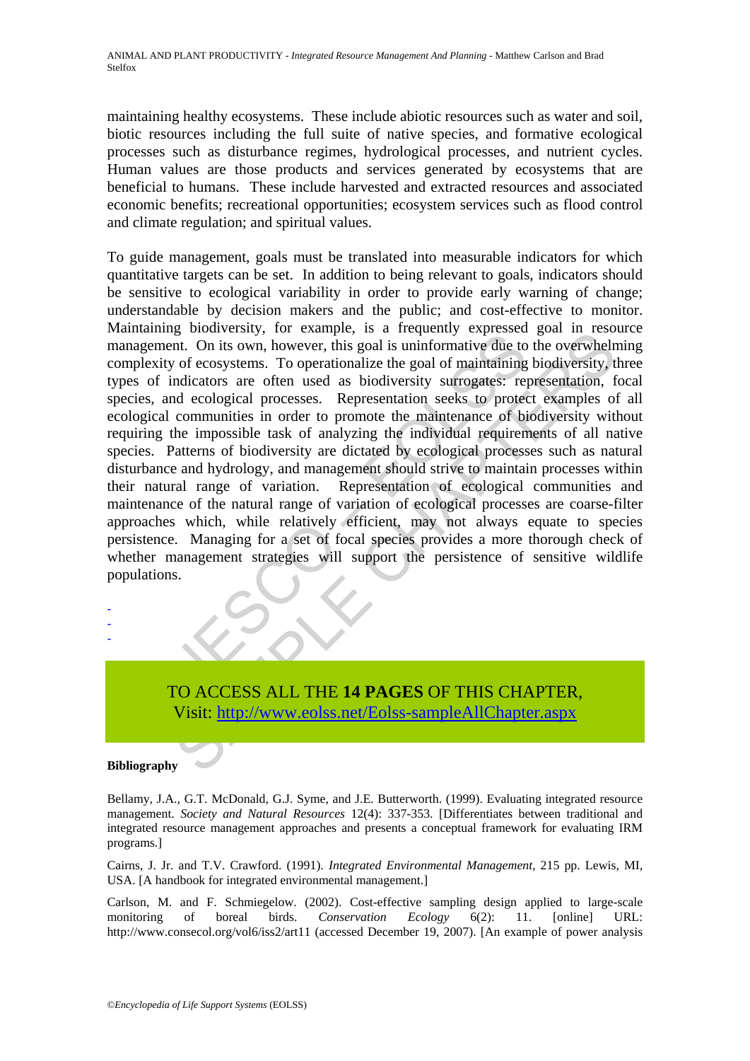maintaining healthy ecosystems. These include abiotic resources such as water and soil, biotic resources including the full suite of native species, and formative ecological processes such as disturbance regimes, hydrological processes, and nutrient cycles. Human values are those products and services generated by ecosystems that are beneficial to humans. These include harvested and extracted resources and associated economic benefits; recreational opportunities; ecosystem services such as flood control and climate regulation; and spiritual values.

To guide management, goals must be translated into measurable indicators for which quantitative targets can be set. In addition to being relevant to goals, indicators should be sensitive to ecological variability in order to provide early warning of change; understandable by decision makers and the public; and cost-effective to monitor. Maintaining biodiversity, for example, is a frequently expressed goal in resource management. On its own, however, this goal is uninformative due to the overwhelming complexity of ecosystems. To operationalize the goal of maintaining biodiversity, three types of indicators are often used as biodiversity surrogates: representation, focal species, and ecological processes. Representation seeks to protect examples of all ecological communities in order to promote the maintenance of biodiversity without requiring the impossible task of analyzing the individual requirements of all native species. Patterns of biodiversity are dictated by ecological processes such as natural disturbance and hydrology, and management should strive to maintain processes within their natural range of variation. Representation of ecological communities and maintenance of the natural range of variation of ecological processes are coarse-filter approaches which, while relatively efficient, may not always equate to species persistence. Managing for a set of focal species provides a more thorough check of whether management strategies will support the persistence of sensitive wildlife populations.

-
-
-

TO ACCESS ALL THE **14 PAGES** OF THIS CHAPTER,
Visit: http://www.eolss.net/Eolss-sampleAllChapter.aspx

**Bibliography**

Bellamy, J.A., G.T. McDonald, G.J. Syme, and J.E. Butterworth. (1999). Evaluating integrated resource management. *Society and Natural Resources* 12(4): 337-353. [Differentiates between traditional and integrated resource management approaches and presents a conceptual framework for evaluating IRM programs.]

Cairns, J. Jr. and T.V. Crawford. (1991). *Integrated Environmental Management*, 215 pp. Lewis, MI, USA. [A handbook for integrated environmental management.]

Carlson, M. and F. Schmiegelow. (2002). Cost-effective sampling design applied to large-scale monitoring of boreal birds. *Conservation Ecology* 6(2): 11. [online] URL: http://www.consecol.org/vol6/iss2/art11 (accessed December 19, 2007). [An example of power analysis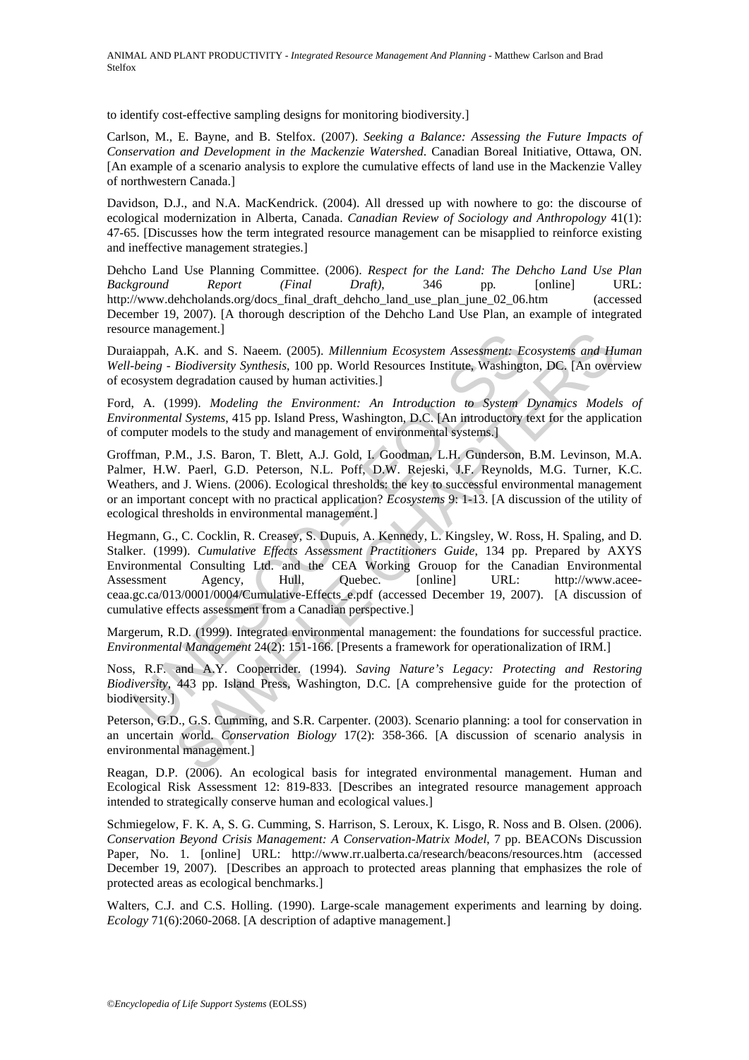to identify cost-effective sampling designs for monitoring biodiversity.]

Carlson, M., E. Bayne, and B. Stelfox. (2007). *Seeking a Balance: Assessing the Future Impacts of Conservation and Development in the Mackenzie Watershed*. Canadian Boreal Initiative, Ottawa, ON. [An example of a scenario analysis to explore the cumulative effects of land use in the Mackenzie Valley of northwestern Canada.]

Davidson, D.J., and N.A. MacKendrick. (2004). All dressed up with nowhere to go: the discourse of ecological modernization in Alberta, Canada. *Canadian Review of Sociology and Anthropology* 41(1): 47-65. [Discusses how the term integrated resource management can be misapplied to reinforce existing and ineffective management strategies.]

Dehcho Land Use Planning Committee. (2006). *Respect for the Land: The Dehcho Land Use Plan Background Report (Final Draft)*, 346 pp. [online] URL: http://www.dehcholands.org/docs_final_draft_dehcho_land_use_plan_june_02_06.htm (accessed December 19, 2007). [A thorough description of the Dehcho Land Use Plan, an example of integrated resource management.]

Duraiappah, A.K. and S. Naeem. (2005). *Millennium Ecosystem Assessment: Ecosystems and Human Well-being - Biodiversity Synthesis*, 100 pp. World Resources Institute, Washington, DC. [An overview of ecosystem degradation caused by human activities.]

Ford, A. (1999). *Modeling the Environment: An Introduction to System Dynamics Models of Environmental Systems*, 415 pp. Island Press, Washington, D.C. [An introductory text for the application of computer models to the study and management of environmental systems.]

Groffman, P.M., J.S. Baron, T. Blett, A.J. Gold, I. Goodman, L.H. Gunderson, B.M. Levinson, M.A. Palmer, H.W. Paerl, G.D. Peterson, N.L. Poff, D.W. Rejeski, J.F. Reynolds, M.G. Turner, K.C. Weathers, and J. Wiens. (2006). Ecological thresholds: the key to successful environmental management or an important concept with no practical application? *Ecosystems* 9: 1-13. [A discussion of the utility of ecological thresholds in environmental management.]

Hegmann, G., C. Cocklin, R. Creasey, S. Dupuis, A. Kennedy, L. Kingsley, W. Ross, H. Spaling, and D. Stalker. (1999). *Cumulative Effects Assessment Practitioners Guide*, 134 pp. Prepared by AXYS Environmental Consulting Ltd. and the CEA Working Grouop for the Canadian Environmental Assessment Agency, Hull, Quebec. [online] URL: http://www.acee-ceaa.gc.ca/013/0001/0004/Cumulative-Effects_e.pdf (accessed December 19, 2007). [A discussion of cumulative effects assessment from a Canadian perspective.]

Margerum, R.D. (1999). Integrated environmental management: the foundations for successful practice. *Environmental Management* 24(2): 151-166. [Presents a framework for operationalization of IRM.]

Noss, R.F. and A.Y. Cooperrider. (1994). *Saving Nature's Legacy: Protecting and Restoring Biodiversity*, 443 pp. Island Press, Washington, D.C. [A comprehensive guide for the protection of biodiversity.]

Peterson, G.D., G.S. Cumming, and S.R. Carpenter. (2003). Scenario planning: a tool for conservation in an uncertain world. *Conservation Biology* 17(2): 358-366. [A discussion of scenario analysis in environmental management.]

Reagan, D.P. (2006). An ecological basis for integrated environmental management. Human and Ecological Risk Assessment 12: 819-833. [Describes an integrated resource management approach intended to strategically conserve human and ecological values.]

Schmiegelow, F. K. A, S. G. Cumming, S. Harrison, S. Leroux, K. Lisgo, R. Noss and B. Olsen. (2006). *Conservation Beyond Crisis Management: A Conservation-Matrix Model*, 7 pp. BEACONs Discussion Paper, No. 1. [online] URL: http://www.rr.ualberta.ca/research/beacons/resources.htm (accessed December 19, 2007). [Describes an approach to protected areas planning that emphasizes the role of protected areas as ecological benchmarks.]

Walters, C.J. and C.S. Holling. (1990). Large-scale management experiments and learning by doing. *Ecology* 71(6):2060-2068. [A description of adaptive management.]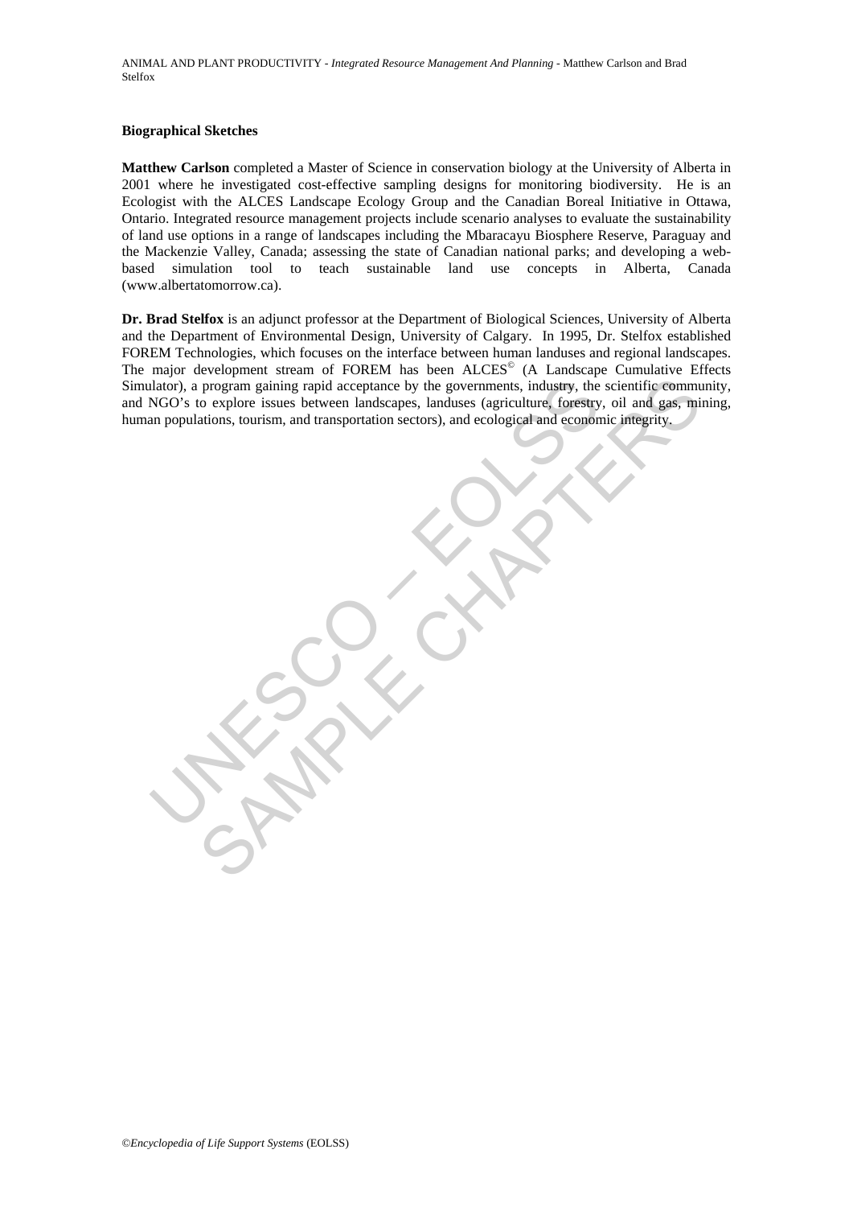**Biographical Sketches**

**Matthew Carlson** completed a Master of Science in conservation biology at the University of Alberta in 2001 where he investigated cost-effective sampling designs for monitoring biodiversity. He is an Ecologist with the ALCES Landscape Ecology Group and the Canadian Boreal Initiative in Ottawa, Ontario. Integrated resource management projects include scenario analyses to evaluate the sustainability of land use options in a range of landscapes including the Mbaracayu Biosphere Reserve, Paraguay and the Mackenzie Valley, Canada; assessing the state of Canadian national parks; and developing a web-based simulation tool to teach sustainable land use concepts in Alberta, Canada (www.albertatomorrow.ca).

**Dr. Brad Stelfox** is an adjunct professor at the Department of Biological Sciences, University of Alberta and the Department of Environmental Design, University of Calgary. In 1995, Dr. Stelfox established FOREM Technologies, which focuses on the interface between human landuses and regional landscapes. The major development stream of FOREM has been ALCES© (A Landscape Cumulative Effects Simulator), a program gaining rapid acceptance by the governments, industry, the scientific community, and NGO's to explore issues between landscapes, landuses (agriculture, forestry, oil and gas, mining, human populations, tourism, and transportation sectors), and ecological and economic integrity.